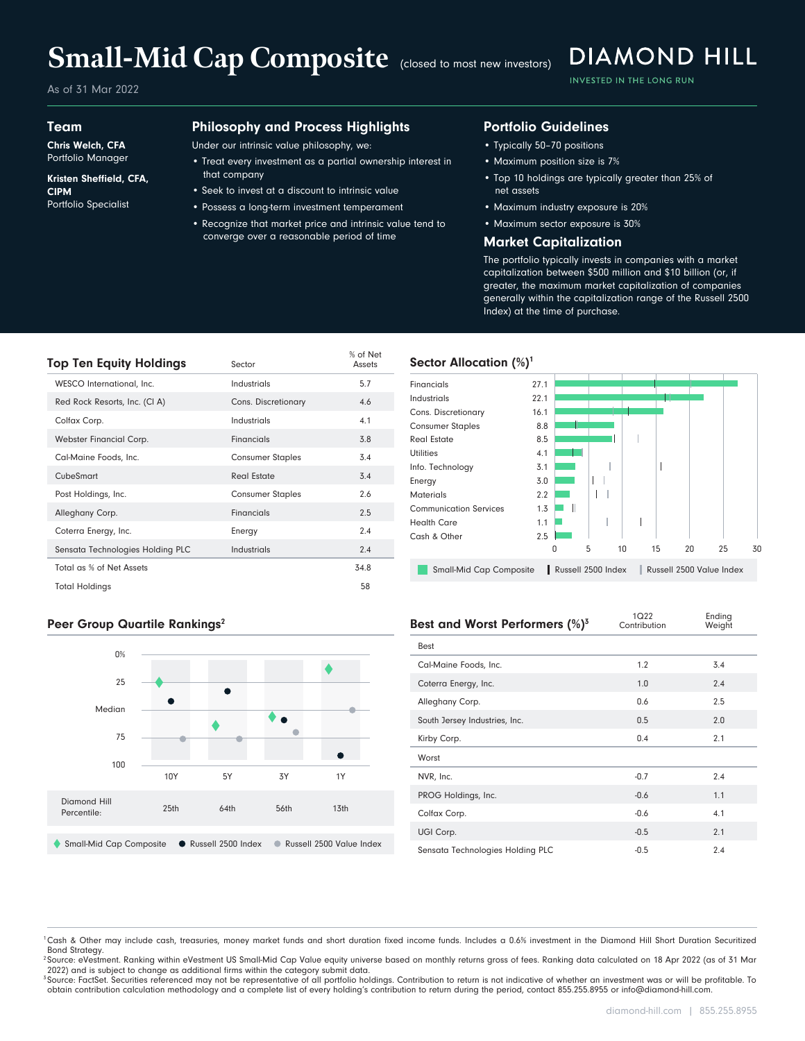# Small-Mid Cap Composite (closed to most new investors)

As of 31 Mar 2022

DIAMOND HILL
INVESTED IN THE LONG RUN

## Team

**Chris Welch, CFA**
Portfolio Manager

**Kristen Sheffield, CFA, CIPM**
Portfolio Specialist

## Philosophy and Process Highlights

Under our intrinsic value philosophy, we:

- Treat every investment as a partial ownership interest in that company
- Seek to invest at a discount to intrinsic value
- Possess a long-term investment temperament
- Recognize that market price and intrinsic value tend to converge over a reasonable period of time

## Portfolio Guidelines

- Typically 50–70 positions
- Maximum position size is 7%
- Top 10 holdings are typically greater than 25% of net assets
- Maximum industry exposure is 20%
- Maximum sector exposure is 30%

## Market Capitalization

The portfolio typically invests in companies with a market capitalization between $500 million and $10 billion (or, if greater, the maximum market capitalization of companies generally within the capitalization range of the Russell 2500 Index) at the time of purchase.

## Top Ten Equity Holdings

| Top Ten Equity Holdings | Sector | % of Net Assets |
|---|---|---|
| WESCO International, Inc. | Industrials | 5.7 |
| Red Rock Resorts, Inc. (Cl A) | Cons. Discretionary | 4.6 |
| Colfax Corp. | Industrials | 4.1 |
| Webster Financial Corp. | Financials | 3.8 |
| Cal-Maine Foods, Inc. | Consumer Staples | 3.4 |
| CubeSmart | Real Estate | 3.4 |
| Post Holdings, Inc. | Consumer Staples | 2.6 |
| Alleghany Corp. | Financials | 2.5 |
| Coterra Energy, Inc. | Energy | 2.4 |
| Sensata Technologies Holding PLC | Industrials | 2.4 |
| Total as % of Net Assets | | 34.8 |
| Total Holdings | | 58 |

## Sector Allocation (%)[1]

| Sector | Small-Mid Cap Composite |
|---|---|
| Financials | 27.1 |
| Industrials | 22.1 |
| Cons. Discretionary | 16.1 |
| Consumer Staples | 8.8 |
| Real Estate | 8.5 |
| Utilities | 4.1 |
| Info. Technology | 3.1 |
| Energy | 3.0 |
| Materials | 2.2 |
| Communication Services | 1.3 |
| Health Care | 1.1 |
| Cash & Other | 2.5 |

Small-Mid Cap Composite | Russell 2500 Index | Russell 2500 Value Index

## Peer Group Quartile Rankings[2]

| | 10Y | 5Y | 3Y | 1Y |
|---|---|---|---|---|
| Diamond Hill Percentile: | 25th | 64th | 56th | 13th |

Small-Mid Cap Composite | Russell 2500 Index | Russell 2500 Value Index

## Best and Worst Performers (%)[3]

| | 1Q22 Contribution | Ending Weight |
|---|---|---|
| **Best** | | |
| Cal-Maine Foods, Inc. | 1.2 | 3.4 |
| Coterra Energy, Inc. | 1.0 | 2.4 |
| Alleghany Corp. | 0.6 | 2.5 |
| South Jersey Industries, Inc. | 0.5 | 2.0 |
| Kirby Corp. | 0.4 | 2.1 |
| **Worst** | | |
| NVR, Inc. | -0.7 | 2.4 |
| PROG Holdings, Inc. | -0.6 | 1.1 |
| Colfax Corp. | -0.6 | 4.1 |
| UGI Corp. | -0.5 | 2.1 |
| Sensata Technologies Holding PLC | -0.5 | 2.4 |

[1] Cash & Other may include cash, treasuries, money market funds and short duration fixed income funds. Includes a 0.6% investment in the Diamond Hill Short Duration Securitized Bond Strategy.
[2] Source: eVestment. Ranking within eVestment US Small-Mid Cap Value equity universe based on monthly returns gross of fees. Ranking data calculated on 18 Apr 2022 (as of 31 Mar 2022) and is subject to change as additional firms within the category submit data.
[3] Source: FactSet. Securities referenced may not be representative of all portfolio holdings. Contribution to return is not indicative of whether an investment was or will be profitable. To obtain contribution calculation methodology and a complete list of every holding's contribution to return during the period, contact 855.255.8955 or info@diamond-hill.com.

diamond-hill.com | 855.255.8955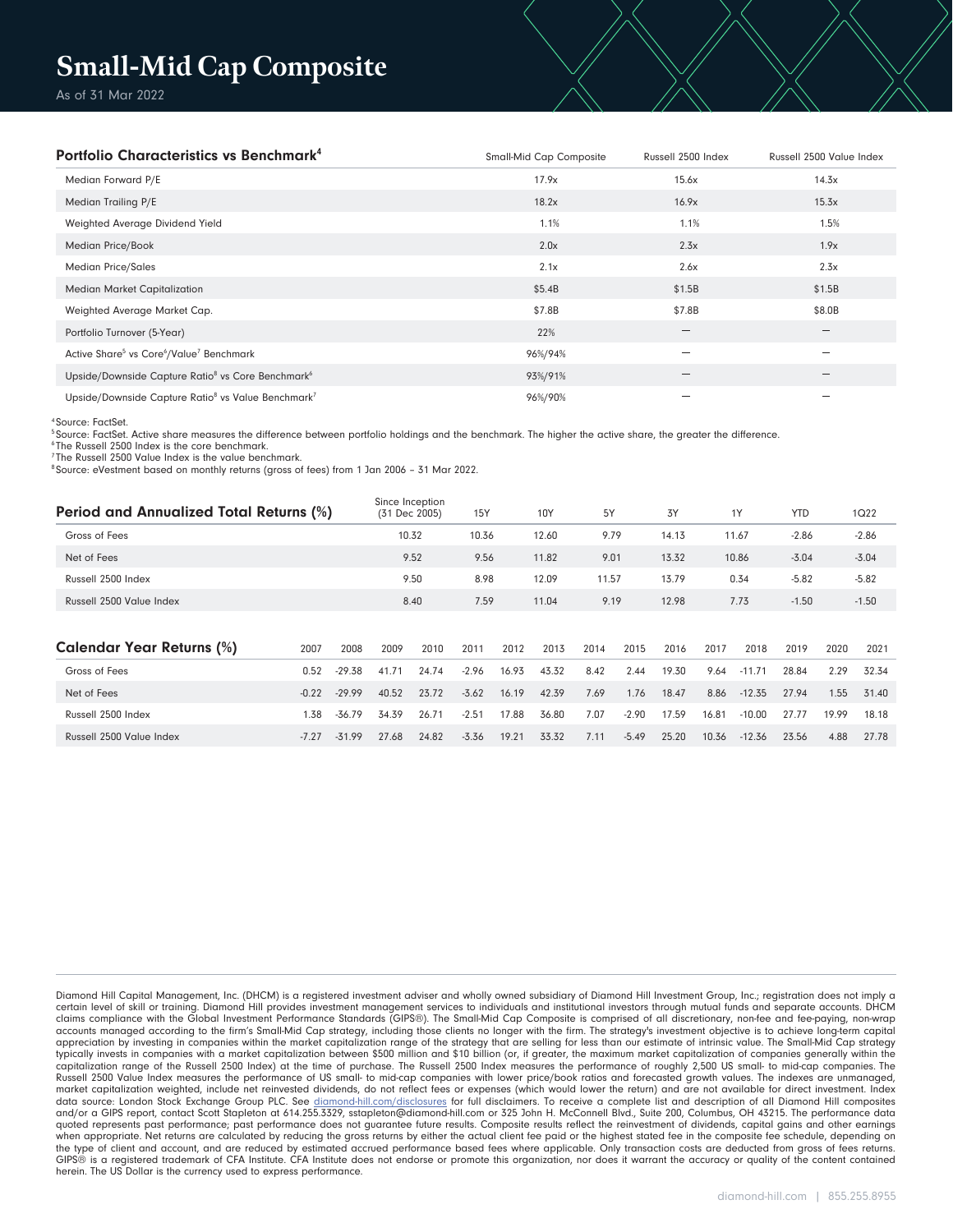# Small-Mid Cap Composite

As of 31 Mar 2022

| Portfolio Characteristics vs Benchmark[4] | Small-Mid Cap Composite | Russell 2500 Index | Russell 2500 Value Index |
|---|---|---|---|
| Median Forward P/E | 17.9x | 15.6x | 14.3x |
| Median Trailing P/E | 18.2x | 16.9x | 15.3x |
| Weighted Average Dividend Yield | 1.1% | 1.1% | 1.5% |
| Median Price/Book | 2.0x | 2.3x | 1.9x |
| Median Price/Sales | 2.1x | 2.6x | 2.3x |
| Median Market Capitalization | $5.4B | $1.5B | $1.5B |
| Weighted Average Market Cap. | $7.8B | $7.8B | $8.0B |
| Portfolio Turnover (5-Year) | 22% | — | — |
| Active Share[5] vs Core[6]/Value[7] Benchmark | 96%/94% | — | — |
| Upside/Downside Capture Ratio[8] vs Core Benchmark[6] | 93%/91% | — | — |
| Upside/Downside Capture Ratio[8] vs Value Benchmark[7] | 96%/90% | — | — |

[4] Source: FactSet.
[5] Source: FactSet. Active share measures the difference between portfolio holdings and the benchmark. The higher the active share, the greater the difference.
[6] The Russell 2500 Index is the core benchmark.
[7] The Russell 2500 Value Index is the value benchmark.
[8] Source: eVestment based on monthly returns (gross of fees) from 1 Jan 2006 – 31 Mar 2022.

| Period and Annualized Total Returns (%) | Since Inception (31 Dec 2005) | 15Y | 10Y | 5Y | 3Y | 1Y | YTD | 1Q22 |
|---|---|---|---|---|---|---|---|---|
| Gross of Fees | 10.32 | 10.36 | 12.60 | 9.79 | 14.13 | 11.67 | -2.86 | -2.86 |
| Net of Fees | 9.52 | 9.56 | 11.82 | 9.01 | 13.32 | 10.86 | -3.04 | -3.04 |
| Russell 2500 Index | 9.50 | 8.98 | 12.09 | 11.57 | 13.79 | 0.34 | -5.82 | -5.82 |
| Russell 2500 Value Index | 8.40 | 7.59 | 11.04 | 9.19 | 12.98 | 7.73 | -1.50 | -1.50 |

| Calendar Year Returns (%) | 2007 | 2008 | 2009 | 2010 | 2011 | 2012 | 2013 | 2014 | 2015 | 2016 | 2017 | 2018 | 2019 | 2020 | 2021 |
|---|---|---|---|---|---|---|---|---|---|---|---|---|---|---|---|
| Gross of Fees | 0.52 | -29.38 | 41.71 | 24.74 | -2.96 | 16.93 | 43.32 | 8.42 | 2.44 | 19.30 | 9.64 | -11.71 | 28.84 | 2.29 | 32.34 |
| Net of Fees | -0.22 | -29.99 | 40.52 | 23.72 | -3.62 | 16.19 | 42.39 | 7.69 | 1.76 | 18.47 | 8.86 | -12.35 | 27.94 | 1.55 | 31.40 |
| Russell 2500 Index | 1.38 | -36.79 | 34.39 | 26.71 | -2.51 | 17.88 | 36.80 | 7.07 | -2.90 | 17.59 | 16.81 | -10.00 | 27.77 | 19.99 | 18.18 |
| Russell 2500 Value Index | -7.27 | -31.99 | 27.68 | 24.82 | -3.36 | 19.21 | 33.32 | 7.11 | -5.49 | 25.20 | 10.36 | -12.36 | 23.56 | 4.88 | 27.78 |

Diamond Hill Capital Management, Inc. (DHCM) is a registered investment adviser and wholly owned subsidiary of Diamond Hill Investment Group, Inc.; registration does not imply a certain level of skill or training. Diamond Hill provides investment management services to individuals and institutional investors through mutual funds and separate accounts. DHCM claims compliance with the Global Investment Performance Standards (GIPS®). The Small-Mid Cap Composite is comprised of all discretionary, non-fee and fee-paying, non-wrap accounts managed according to the firm's Small-Mid Cap strategy, including those clients no longer with the firm. The strategy's investment objective is to achieve long-term capital appreciation by investing in companies within the market capitalization range of the strategy that are selling for less than our estimate of intrinsic value. The Small-Mid Cap strategy typically invests in companies with a market capitalization between $500 million and $10 billion (or, if greater, the maximum market capitalization of companies generally within the capitalization range of the Russell 2500 Index) at the time of purchase. The Russell 2500 Index measures the performance of roughly 2,500 US small- to mid-cap companies. The Russell 2500 Value Index measures the performance of US small- to mid-cap companies with lower price/book ratios and forecasted growth values. The indexes are unmanaged, market capitalization weighted, include net reinvested dividends, do not reflect fees or expenses (which would lower the return) and are not available for direct investment. Index data source: London Stock Exchange Group PLC. See diamond-hill.com/disclosures for full disclaimers. To receive a complete list and description of all Diamond Hill composites and/or a GIPS report, contact Scott Stapleton at 614.255.3329, sstapleton@diamond-hill.com or 325 John H. McConnell Blvd., Suite 200, Columbus, OH 43215. The performance data quoted represents past performance; past performance does not guarantee future results. Composite results reflect the reinvestment of dividends, capital gains and other earnings when appropriate. Net returns are calculated by reducing the gross returns by either the actual client fee paid or the highest stated fee in the composite fee schedule, depending on the type of client and account, and are reduced by estimated accrued performance based fees where applicable. Only transaction costs are deducted from gross of fees returns. GIPS® is a registered trademark of CFA Institute. CFA Institute does not endorse or promote this organization, nor does it warrant the accuracy or quality of the content contained herein. The US Dollar is the currency used to express performance.